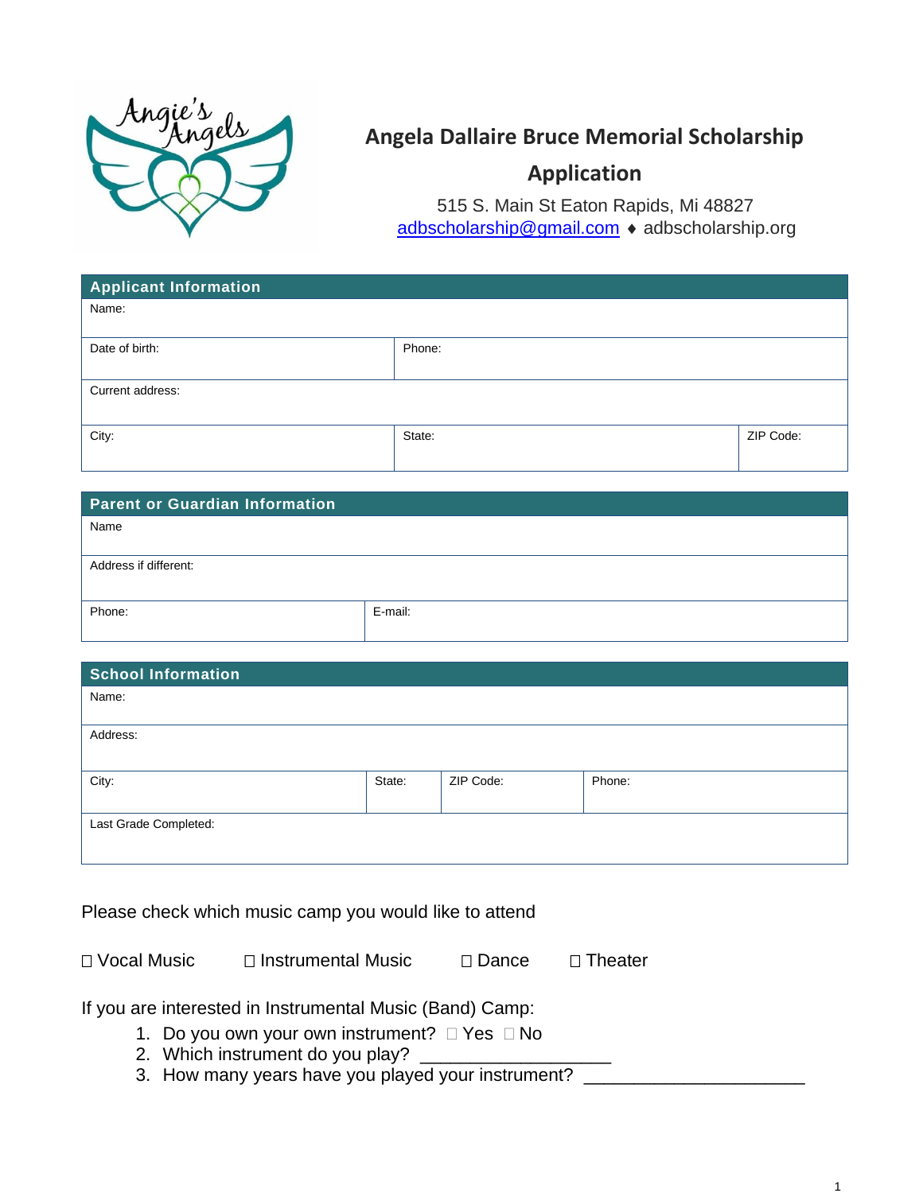# Angela Dallaire Bruce Memorial Scholarship Application

515 S. Main St Eaton Rapids, Mi 48827
adbscholarship@gmail.com ♦ adbscholarship.org

| Applicant Information | | |
|---|---|---|
| Name: | | |
| Date of birth: | Phone: | |
| Current address: | | |
| City: | State: | ZIP Code: |

| Parent or Guardian Information | |
|---|---|
| Name | |
| Address if different: | |
| Phone: | E-mail: |

| School Information | | | |
|---|---|---|---|
| Name: | | | |
| Address: | | | |
| City: | State: | ZIP Code: | Phone: |
| Last Grade Completed: | | | |

Please check which music camp you would like to attend

☐ Vocal Music ☐ Instrumental Music ☐ Dance ☐ Theater

If you are interested in Instrumental Music (Band) Camp:

1. Do you own your own instrument? ☐ Yes ☐ No
2. Which instrument do you play? ___________________
3. How many years have you played your instrument? ______________________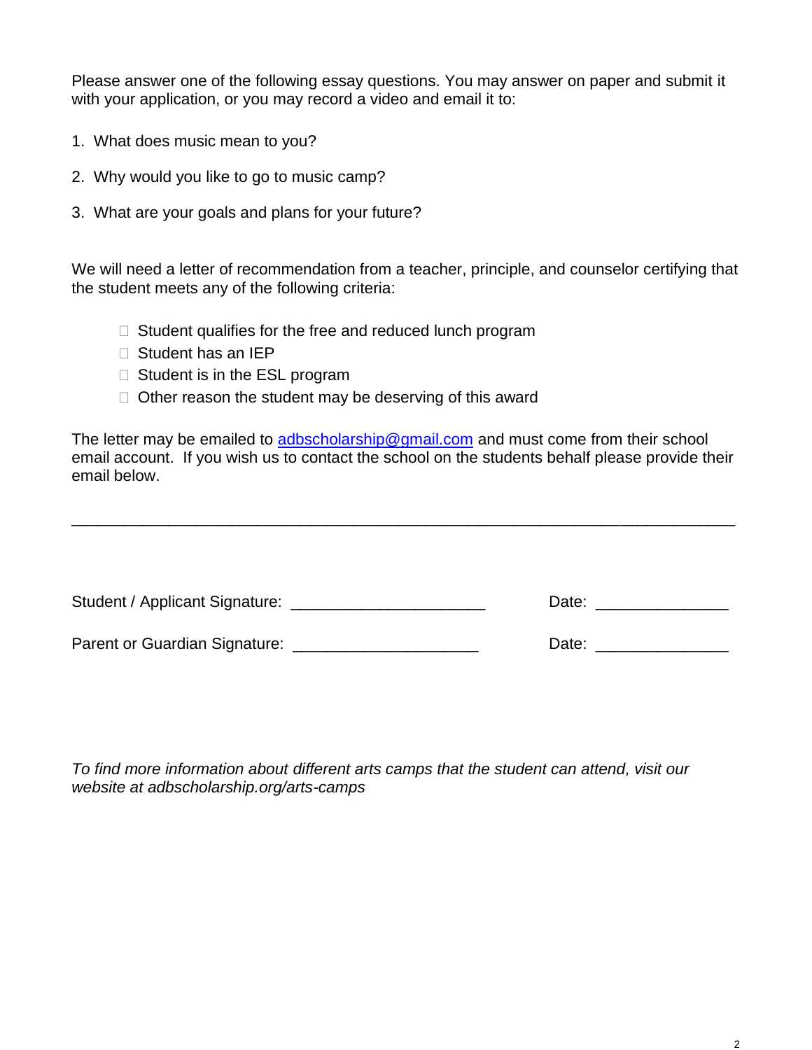Please answer one of the following essay questions. You may answer on paper and submit it with your application, or you may record a video and email it to:

1. What does music mean to you?
2. Why would you like to go to music camp?
3. What are your goals and plans for your future?

We will need a letter of recommendation from a teacher, principle, and counselor certifying that the student meets any of the following criteria:

- ☐ Student qualifies for the free and reduced lunch program
- ☐ Student has an IEP
- ☐ Student is in the ESL program
- ☐ Other reason the student may be deserving of this award

The letter may be emailed to adbscholarship@gmail.com and must come from their school email account. If you wish us to contact the school on the students behalf please provide their email below.

______________________________________________________________________________

Student / Applicant Signature: ______________________ Date: _______________

Parent or Guardian Signature: _____________________ Date: _______________

*To find more information about different arts camps that the student can attend, visit our website at adbscholarship.org/arts-camps*